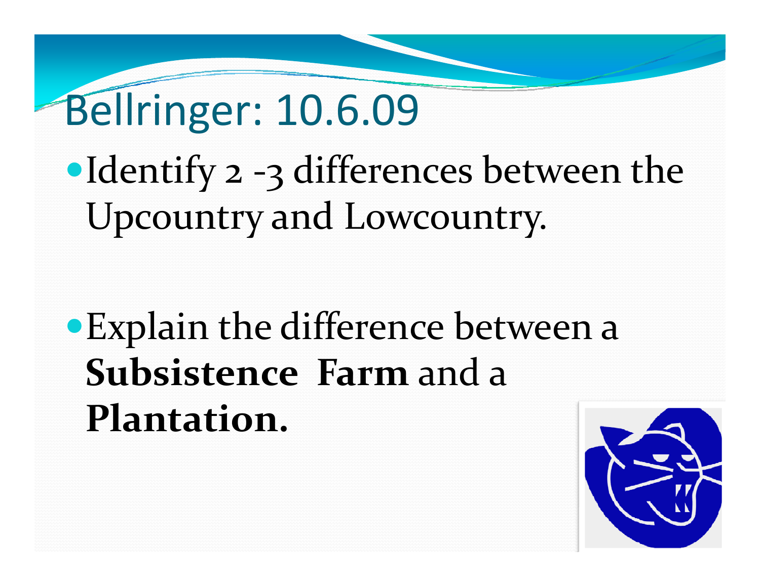# Bellringer: 10.6.09

- Identify 2 -3 differences between the Upcountry and Lowcountry.

- Explain the difference between a **Subsistence Farm** and a **Plantation.**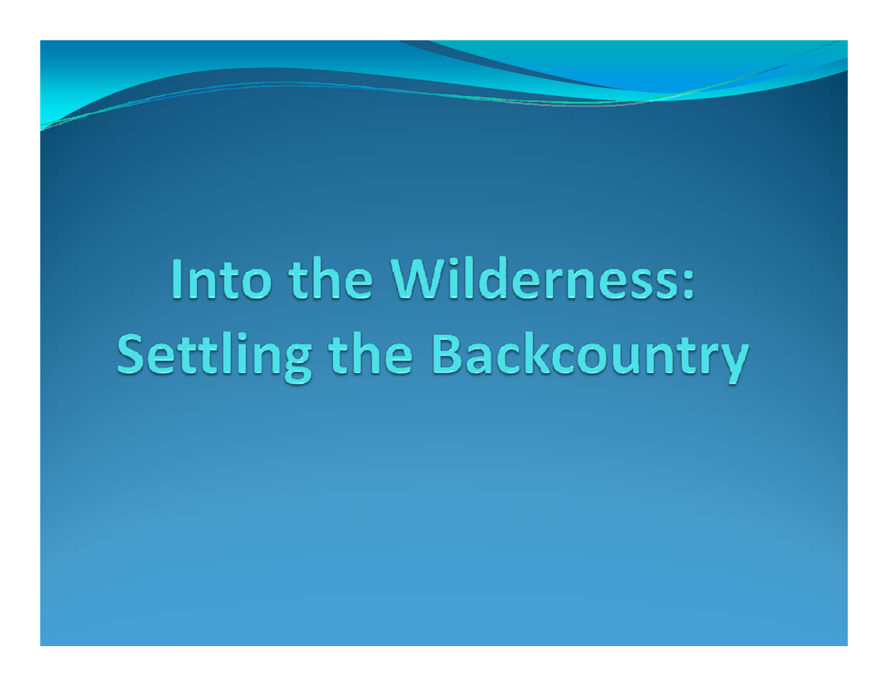# Into the Wilderness: Settling the Backcountry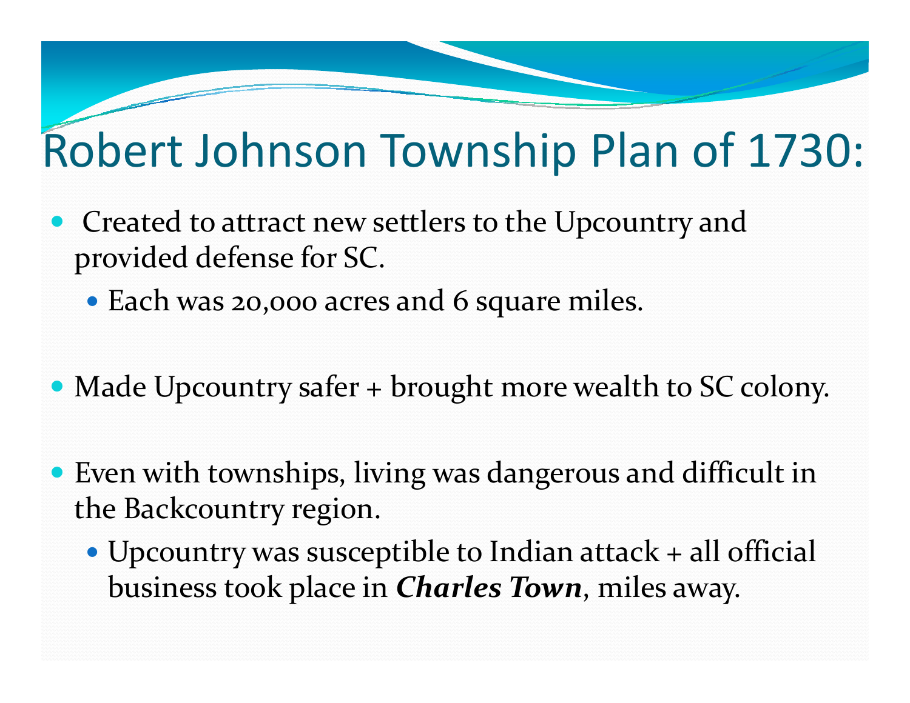# Robert Johnson Township Plan of 1730:

- Created to attract new settlers to the Upcountry and provided defense for SC.
  - Each was 20,000 acres and 6 square miles.

- Made Upcountry safer + brought more wealth to SC colony.

- Even with townships, living was dangerous and difficult in the Backcountry region.
  - Upcountry was susceptible to Indian attack + all official business took place in ***Charles Town***, miles away.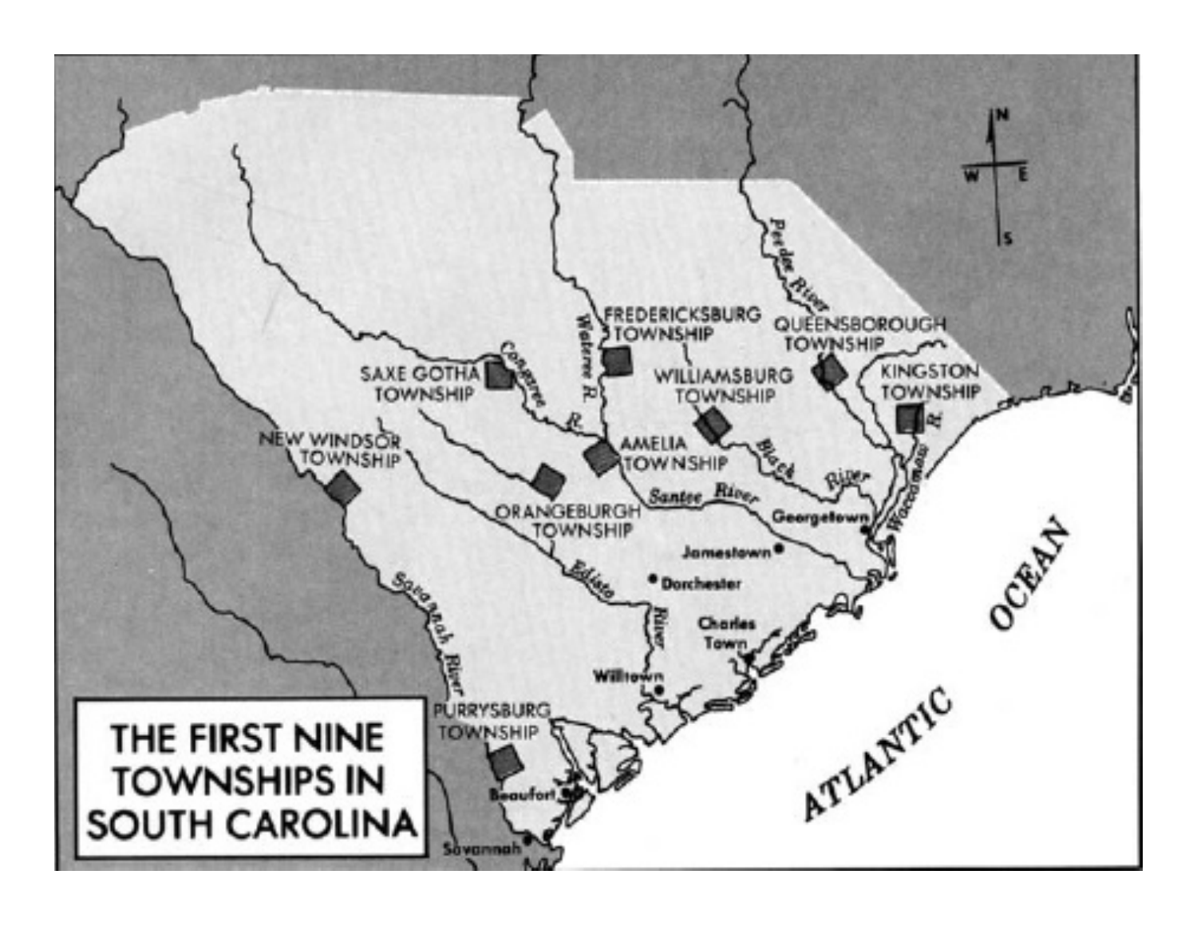# THE FIRST NINE TOWNSHIPS IN SOUTH CAROLINA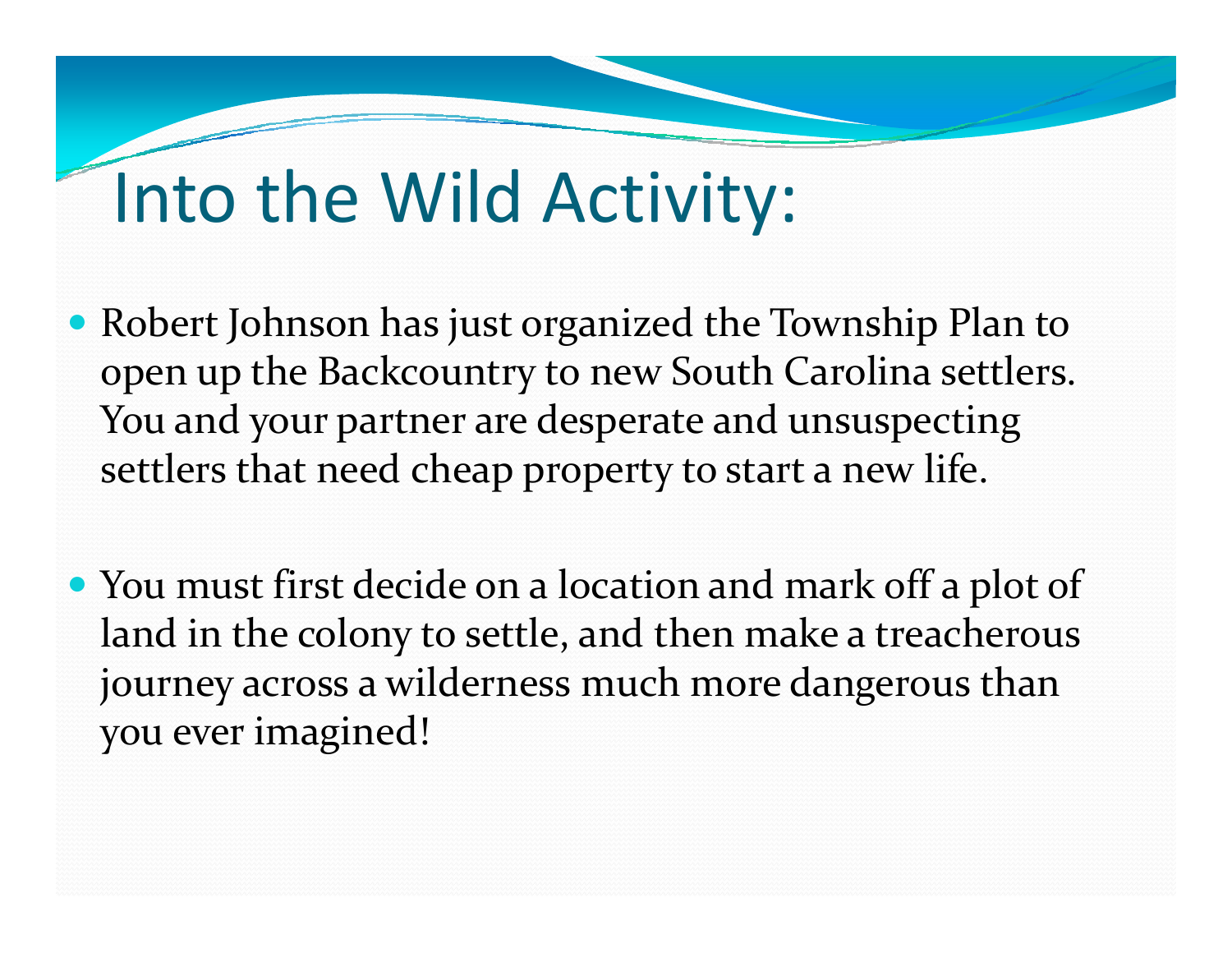# Into the Wild Activity:

- Robert Johnson has just organized the Township Plan to open up the Backcountry to new South Carolina settlers. You and your partner are desperate and unsuspecting settlers that need cheap property to start a new life.

- You must first decide on a location and mark off a plot of land in the colony to settle, and then make a treacherous journey across a wilderness much more dangerous than you ever imagined!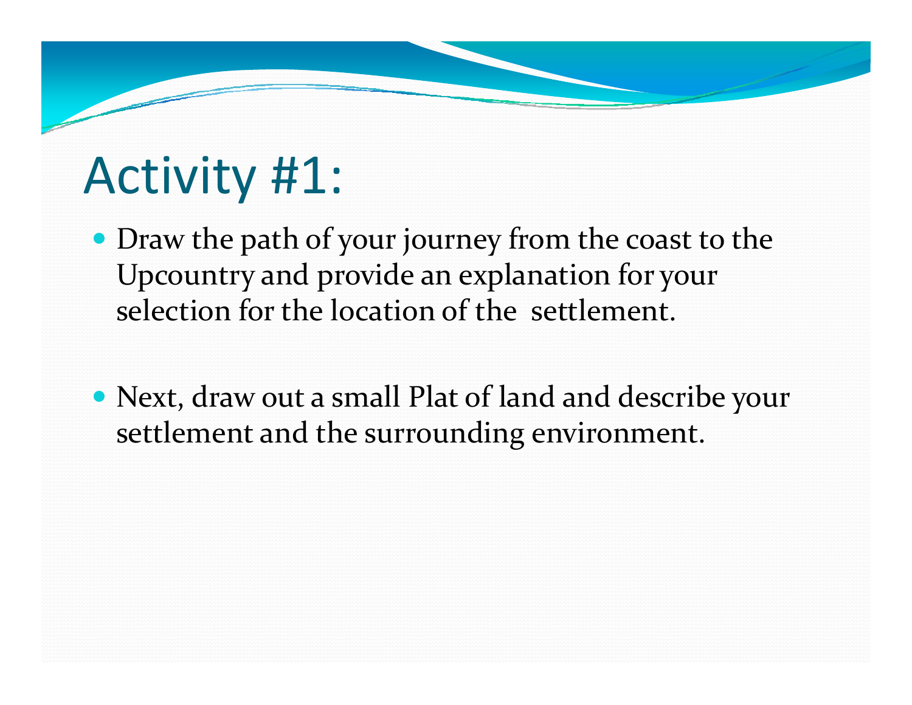# Activity #1:

- Draw the path of your journey from the coast to the Upcountry and provide an explanation for your selection for the location of the settlement.

- Next, draw out a small Plat of land and describe your settlement and the surrounding environment.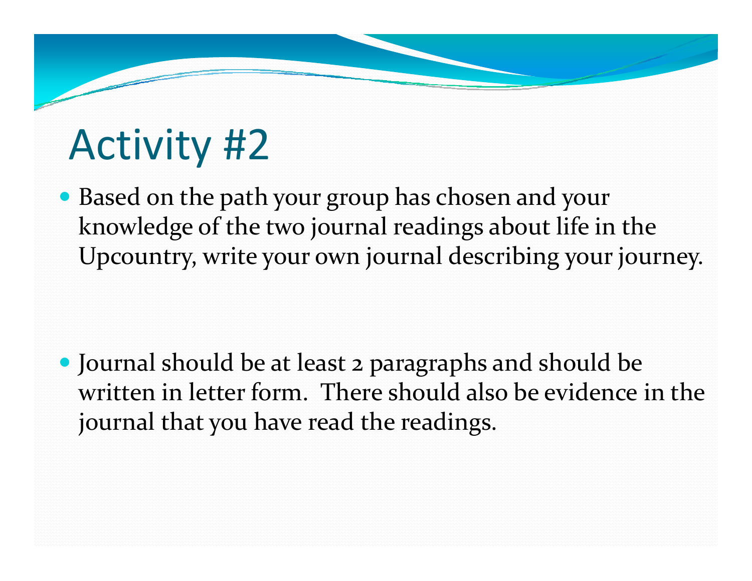# Activity #2

- Based on the path your group has chosen and your knowledge of the two journal readings about life in the Upcountry, write your own journal describing your journey.

- Journal should be at least 2 paragraphs and should be written in letter form. There should also be evidence in the journal that you have read the readings.